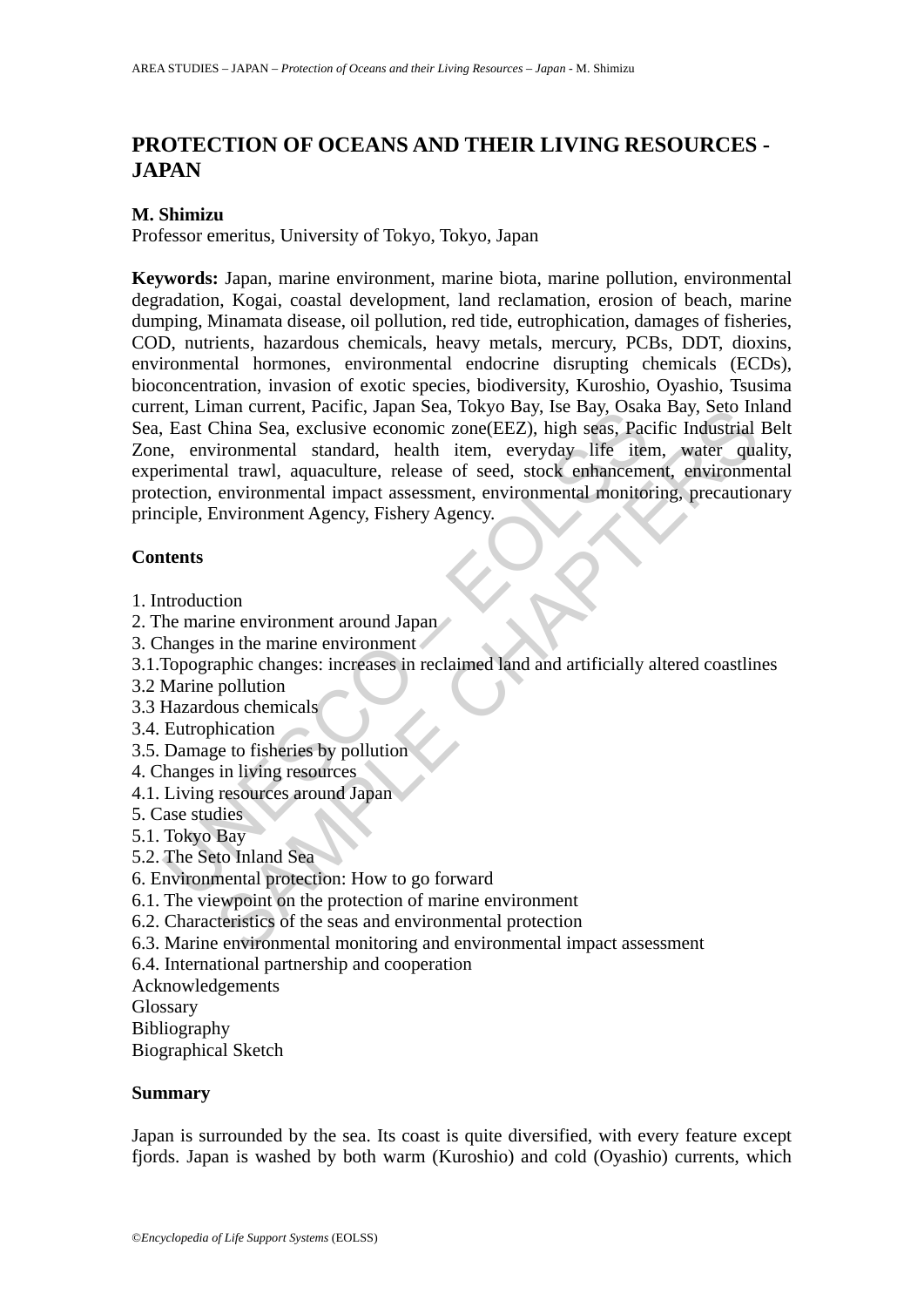# PROTECTION OF OCEANS AND THEIR LIVING RESOURCES - JAPAN

**M. Shimizu**
Professor emeritus, University of Tokyo, Tokyo, Japan

**Keywords:** Japan, marine environment, marine biota, marine pollution, environmental degradation, Kogai, coastal development, land reclamation, erosion of beach, marine dumping, Minamata disease, oil pollution, red tide, eutrophication, damages of fisheries, COD, nutrients, hazardous chemicals, heavy metals, mercury, PCBs, DDT, dioxins, environmental hormones, environmental endocrine disrupting chemicals (ECDs), bioconcentration, invasion of exotic species, biodiversity, Kuroshio, Oyashio, Tsusima current, Liman current, Pacific, Japan Sea, Tokyo Bay, Ise Bay, Osaka Bay, Seto Inland Sea, East China Sea, exclusive economic zone(EEZ), high seas, Pacific Industrial Belt Zone, environmental standard, health item, everyday life item, water quality, experimental trawl, aquaculture, release of seed, stock enhancement, environmental protection, environmental impact assessment, environmental monitoring, precautionary principle, Environment Agency, Fishery Agency.

## Contents

1. Introduction
2. The marine environment around Japan
3. Changes in the marine environment
3.1.Topographic changes: increases in reclaimed land and artificially altered coastlines
3.2 Marine pollution
3.3 Hazardous chemicals
3.4. Eutrophication
3.5. Damage to fisheries by pollution
4. Changes in living resources
4.1. Living resources around Japan
5. Case studies
5.1. Tokyo Bay
5.2. The Seto Inland Sea
6. Environmental protection: How to go forward
6.1. The viewpoint on the protection of marine environment
6.2. Characteristics of the seas and environmental protection
6.3. Marine environmental monitoring and environmental impact assessment
6.4. International partnership and cooperation
Acknowledgements
Glossary
Bibliography
Biographical Sketch

## Summary

Japan is surrounded by the sea. Its coast is quite diversified, with every feature except fjords. Japan is washed by both warm (Kuroshio) and cold (Oyashio) currents, which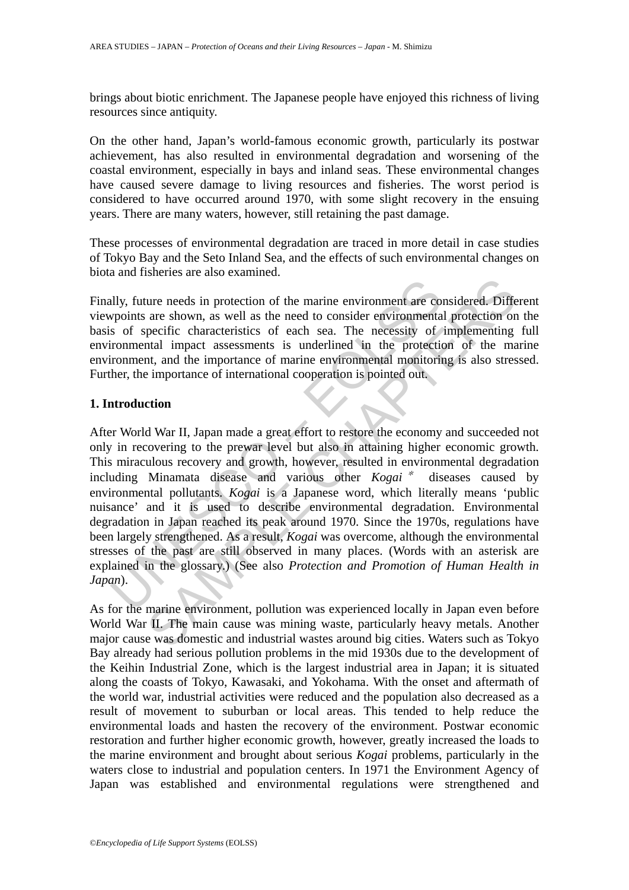brings about biotic enrichment. The Japanese people have enjoyed this richness of living resources since antiquity.

On the other hand, Japan's world-famous economic growth, particularly its postwar achievement, has also resulted in environmental degradation and worsening of the coastal environment, especially in bays and inland seas. These environmental changes have caused severe damage to living resources and fisheries. The worst period is considered to have occurred around 1970, with some slight recovery in the ensuing years. There are many waters, however, still retaining the past damage.

These processes of environmental degradation are traced in more detail in case studies of Tokyo Bay and the Seto Inland Sea, and the effects of such environmental changes on biota and fisheries are also examined.

Finally, future needs in protection of the marine environment are considered. Different viewpoints are shown, as well as the need to consider environmental protection on the basis of specific characteristics of each sea. The necessity of implementing full environmental impact assessments is underlined in the protection of the marine environment, and the importance of marine environmental monitoring is also stressed. Further, the importance of international cooperation is pointed out.

## 1. Introduction

After World War II, Japan made a great effort to restore the economy and succeeded not only in recovering to the prewar level but also in attaining higher economic growth. This miraculous recovery and growth, however, resulted in environmental degradation including Minamata disease and various other *Kogai* * diseases caused by environmental pollutants. *Kogai* is a Japanese word, which literally means 'public nuisance' and it is used to describe environmental degradation. Environmental degradation in Japan reached its peak around 1970. Since the 1970s, regulations have been largely strengthened. As a result, *Kogai* was overcome, although the environmental stresses of the past are still observed in many places. (Words with an asterisk are explained in the glossary.) (See also *Protection and Promotion of Human Health in Japan*).

As for the marine environment, pollution was experienced locally in Japan even before World War II. The main cause was mining waste, particularly heavy metals. Another major cause was domestic and industrial wastes around big cities. Waters such as Tokyo Bay already had serious pollution problems in the mid 1930s due to the development of the Keihin Industrial Zone, which is the largest industrial area in Japan; it is situated along the coasts of Tokyo, Kawasaki, and Yokohama. With the onset and aftermath of the world war, industrial activities were reduced and the population also decreased as a result of movement to suburban or local areas. This tended to help reduce the environmental loads and hasten the recovery of the environment. Postwar economic restoration and further higher economic growth, however, greatly increased the loads to the marine environment and brought about serious *Kogai* problems, particularly in the waters close to industrial and population centers. In 1971 the Environment Agency of Japan was established and environmental regulations were strengthened and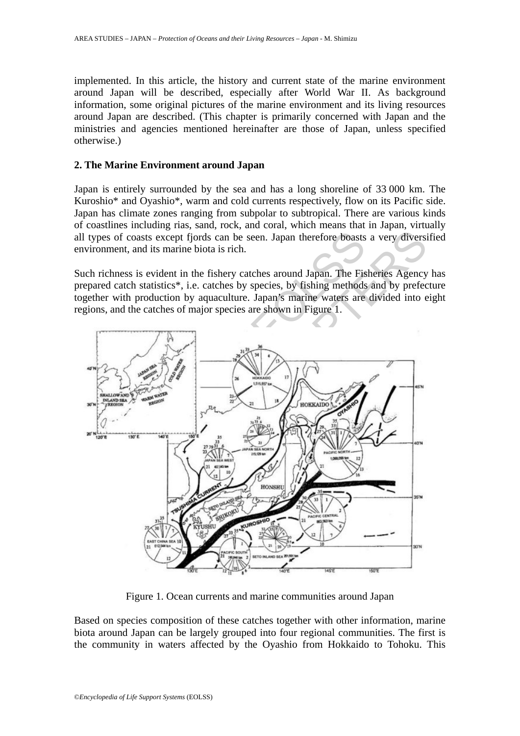implemented. In this article, the history and current state of the marine environment around Japan will be described, especially after World War II. As background information, some original pictures of the marine environment and its living resources around Japan are described. (This chapter is primarily concerned with Japan and the ministries and agencies mentioned hereinafter are those of Japan, unless specified otherwise.)

## 2. The Marine Environment around Japan

Japan is entirely surrounded by the sea and has a long shoreline of 33 000 km. The Kuroshio* and Oyashio*, warm and cold currents respectively, flow on its Pacific side. Japan has climate zones ranging from subpolar to subtropical. There are various kinds of coastlines including rias, sand, rock, and coral, which means that in Japan, virtually all types of coasts except fjords can be seen. Japan therefore boasts a very diversified environment, and its marine biota is rich.

Such richness is evident in the fishery catches around Japan. The Fisheries Agency has prepared catch statistics*, i.e. catches by species, by fishing methods and by prefecture together with production by aquaculture. Japan's marine waters are divided into eight regions, and the catches of major species are shown in Figure 1.

Figure 1. Ocean currents and marine communities around Japan

Based on species composition of these catches together with other information, marine biota around Japan can be largely grouped into four regional communities. The first is the community in waters affected by the Oyashio from Hokkaido to Tohoku. This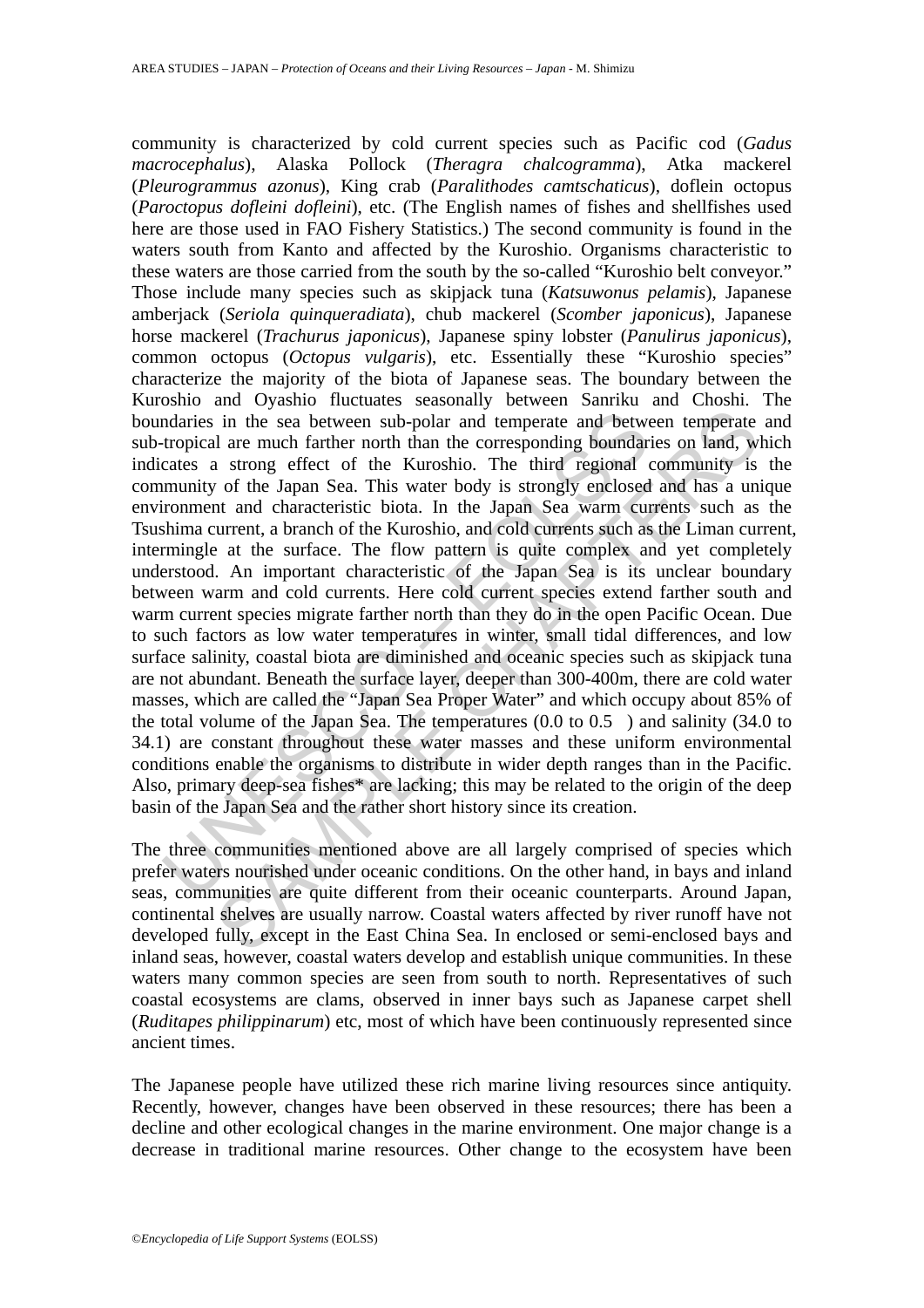community is characterized by cold current species such as Pacific cod (*Gadus macrocephalus*), Alaska Pollock (*Theragra chalcogramma*), Atka mackerel (*Pleurogrammus azonus*), King crab (*Paralithodes camtschaticus*), doflein octopus (*Paroctopus dofleini dofleini*), etc. (The English names of fishes and shellfishes used here are those used in FAO Fishery Statistics.) The second community is found in the waters south from Kanto and affected by the Kuroshio. Organisms characteristic to these waters are those carried from the south by the so-called "Kuroshio belt conveyor." Those include many species such as skipjack tuna (*Katsuwonus pelamis*), Japanese amberjack (*Seriola quinqueradiata*), chub mackerel (*Scomber japonicus*), Japanese horse mackerel (*Trachurus japonicus*), Japanese spiny lobster (*Panulirus japonicus*), common octopus (*Octopus vulgaris*), etc. Essentially these "Kuroshio species" characterize the majority of the biota of Japanese seas. The boundary between the Kuroshio and Oyashio fluctuates seasonally between Sanriku and Choshi. The boundaries in the sea between sub-polar and temperate and between temperate and sub-tropical are much farther north than the corresponding boundaries on land, which indicates a strong effect of the Kuroshio. The third regional community is the community of the Japan Sea. This water body is strongly enclosed and has a unique environment and characteristic biota. In the Japan Sea warm currents such as the Tsushima current, a branch of the Kuroshio, and cold currents such as the Liman current, intermingle at the surface. The flow pattern is quite complex and yet completely understood. An important characteristic of the Japan Sea is its unclear boundary between warm and cold currents. Here cold current species extend farther south and warm current species migrate farther north than they do in the open Pacific Ocean. Due to such factors as low water temperatures in winter, small tidal differences, and low surface salinity, coastal biota are diminished and oceanic species such as skipjack tuna are not abundant. Beneath the surface layer, deeper than 300-400m, there are cold water masses, which are called the "Japan Sea Proper Water" and which occupy about 85% of the total volume of the Japan Sea. The temperatures (0.0 to 0.5 ) and salinity (34.0 to 34.1) are constant throughout these water masses and these uniform environmental conditions enable the organisms to distribute in wider depth ranges than in the Pacific. Also, primary deep-sea fishes* are lacking; this may be related to the origin of the deep basin of the Japan Sea and the rather short history since its creation.

The three communities mentioned above are all largely comprised of species which prefer waters nourished under oceanic conditions. On the other hand, in bays and inland seas, communities are quite different from their oceanic counterparts. Around Japan, continental shelves are usually narrow. Coastal waters affected by river runoff have not developed fully, except in the East China Sea. In enclosed or semi-enclosed bays and inland seas, however, coastal waters develop and establish unique communities. In these waters many common species are seen from south to north. Representatives of such coastal ecosystems are clams, observed in inner bays such as Japanese carpet shell (*Ruditapes philippinarum*) etc, most of which have been continuously represented since ancient times.

The Japanese people have utilized these rich marine living resources since antiquity. Recently, however, changes have been observed in these resources; there has been a decline and other ecological changes in the marine environment. One major change is a decrease in traditional marine resources. Other change to the ecosystem have been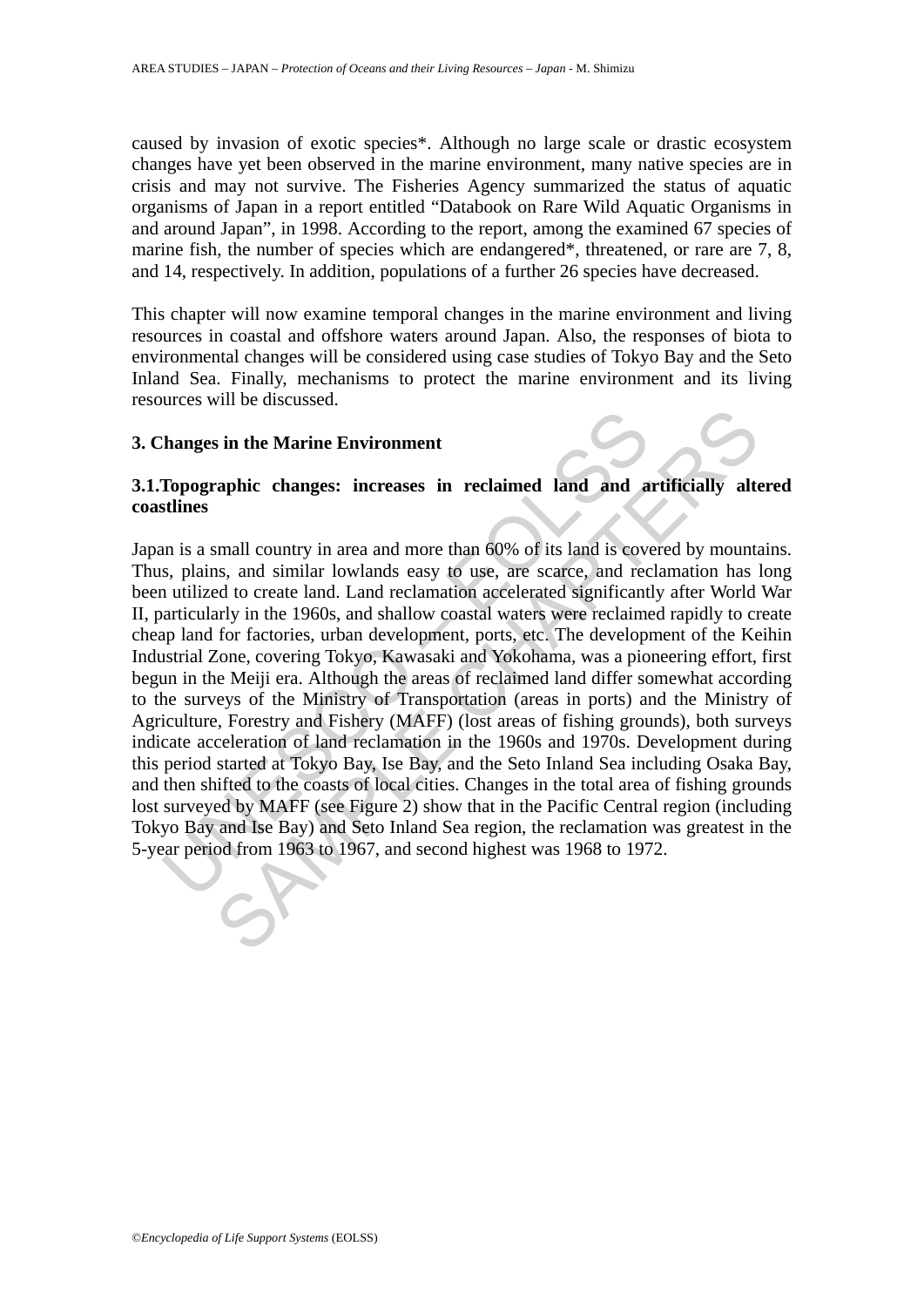caused by invasion of exotic species*. Although no large scale or drastic ecosystem changes have yet been observed in the marine environment, many native species are in crisis and may not survive. The Fisheries Agency summarized the status of aquatic organisms of Japan in a report entitled "Databook on Rare Wild Aquatic Organisms in and around Japan", in 1998. According to the report, among the examined 67 species of marine fish, the number of species which are endangered*, threatened, or rare are 7, 8, and 14, respectively. In addition, populations of a further 26 species have decreased.

This chapter will now examine temporal changes in the marine environment and living resources in coastal and offshore waters around Japan. Also, the responses of biota to environmental changes will be considered using case studies of Tokyo Bay and the Seto Inland Sea. Finally, mechanisms to protect the marine environment and its living resources will be discussed.

## 3. Changes in the Marine Environment

### 3.1.Topographic changes: increases in reclaimed land and artificially altered coastlines

Japan is a small country in area and more than 60% of its land is covered by mountains. Thus, plains, and similar lowlands easy to use, are scarce, and reclamation has long been utilized to create land. Land reclamation accelerated significantly after World War II, particularly in the 1960s, and shallow coastal waters were reclaimed rapidly to create cheap land for factories, urban development, ports, etc. The development of the Keihin Industrial Zone, covering Tokyo, Kawasaki and Yokohama, was a pioneering effort, first begun in the Meiji era. Although the areas of reclaimed land differ somewhat according to the surveys of the Ministry of Transportation (areas in ports) and the Ministry of Agriculture, Forestry and Fishery (MAFF) (lost areas of fishing grounds), both surveys indicate acceleration of land reclamation in the 1960s and 1970s. Development during this period started at Tokyo Bay, Ise Bay, and the Seto Inland Sea including Osaka Bay, and then shifted to the coasts of local cities. Changes in the total area of fishing grounds lost surveyed by MAFF (see Figure 2) show that in the Pacific Central region (including Tokyo Bay and Ise Bay) and Seto Inland Sea region, the reclamation was greatest in the 5-year period from 1963 to 1967, and second highest was 1968 to 1972.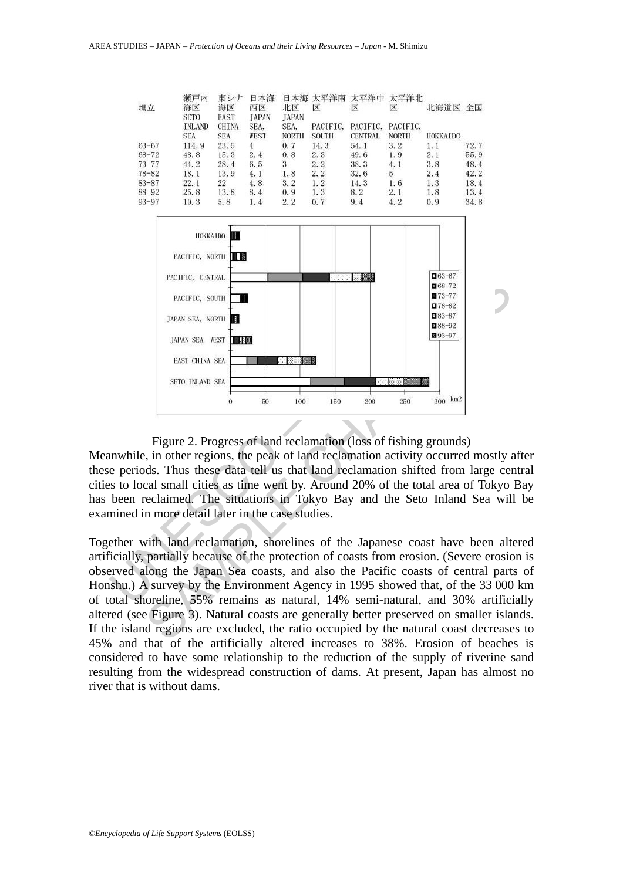| 埋立 | 瀬戸内海区 SETO INLAND SEA | 東シナ海区 EAST CHINA SEA | 日本海西区 JAPAN SEA, WEST | 日本海北区 JAPAN SEA, NORTH | 太平洋南区 PACIFIC, SOUTH | 太平洋中区 PACIFIC, CENTRAL | 太平洋北区 PACIFIC, NORTH | 北海道区 HOKKAIDO | 全国 |
|---|---|---|---|---|---|---|---|---|---|
| 63–67 | 114.9 | 23.5 | 4 | 0.7 | 14.3 | 54.1 | 3.2 | 1.1 | 72.7 |
| 68–72 | 48.8 | 15.3 | 2.4 | 0.8 | 2.3 | 49.6 | 1.9 | 2.1 | 55.9 |
| 73–77 | 44.2 | 28.4 | 6.5 | 3 | 2.2 | 38.3 | 4.1 | 3.8 | 48.4 |
| 78–82 | 18.1 | 13.9 | 4.1 | 1.8 | 2.2 | 32.6 | 5 | 2.4 | 42.2 |
| 83–87 | 22.1 | 22 | 4.8 | 3.2 | 1.2 | 14.3 | 1.6 | 1.3 | 18.4 |
| 88–92 | 25.8 | 13.8 | 8.4 | 0.9 | 1.3 | 8.2 | 2.1 | 1.8 | 13.4 |
| 93–97 | 10.3 | 5.8 | 1.4 | 2.2 | 0.7 | 9.4 | 4.2 | 0.9 | 34.8 |

Figure 2. Progress of land reclamation (loss of fishing grounds)

Meanwhile, in other regions, the peak of land reclamation activity occurred mostly after these periods. Thus these data tell us that land reclamation shifted from large central cities to local small cities as time went by. Around 20% of the total area of Tokyo Bay has been reclaimed. The situations in Tokyo Bay and the Seto Inland Sea will be examined in more detail later in the case studies.

Together with land reclamation, shorelines of the Japanese coast have been altered artificially, partially because of the protection of coasts from erosion. (Severe erosion is observed along the Japan Sea coasts, and also the Pacific coasts of central parts of Honshu.) A survey by the Environment Agency in 1995 showed that, of the 33 000 km of total shoreline, 55% remains as natural, 14% semi-natural, and 30% artificially altered (see Figure 3). Natural coasts are generally better preserved on smaller islands. If the island regions are excluded, the ratio occupied by the natural coast decreases to 45% and that of the artificially altered increases to 38%. Erosion of beaches is considered to have some relationship to the reduction of the supply of riverine sand resulting from the widespread construction of dams. At present, Japan has almost no river that is without dams.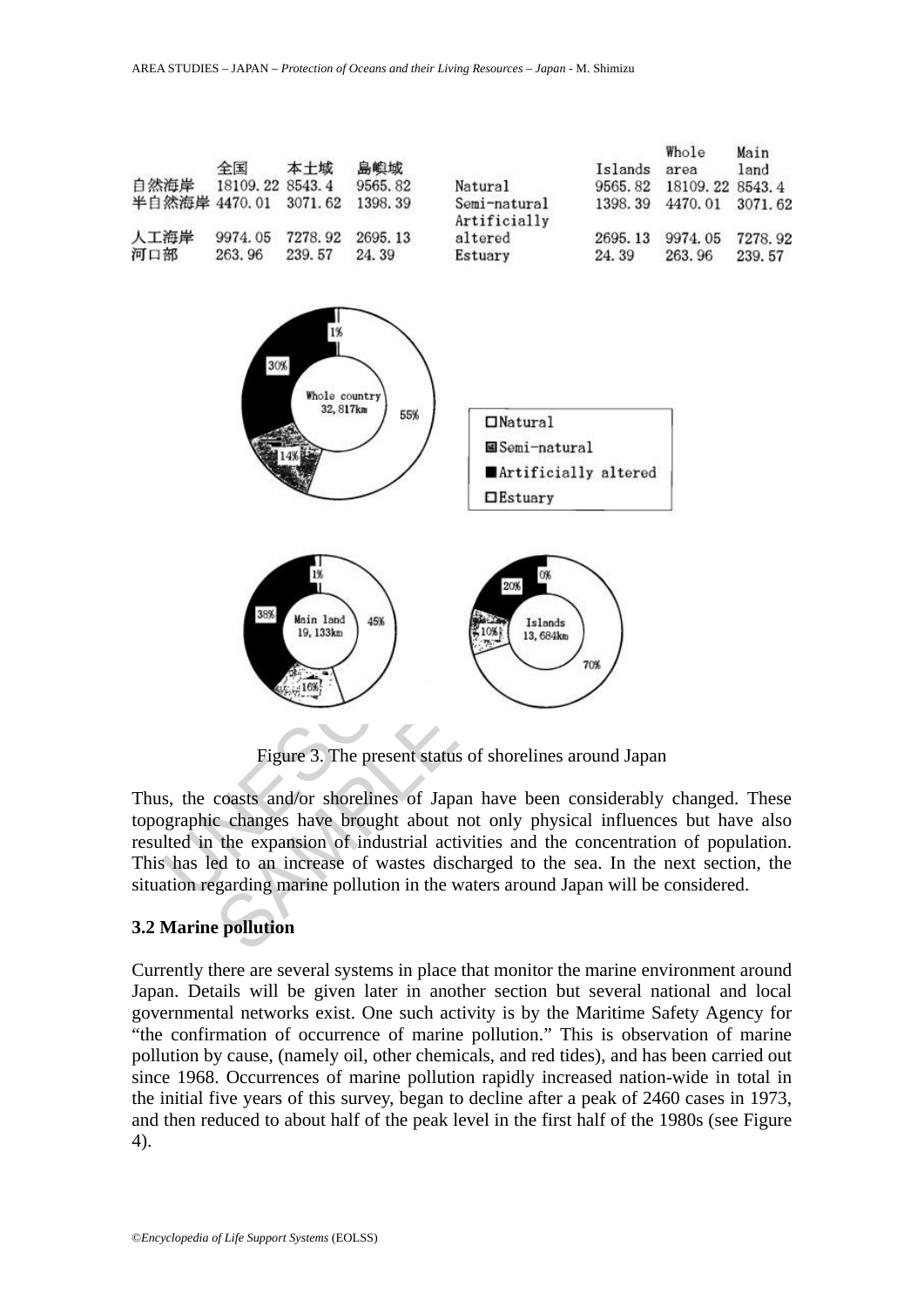|  | 全国 | 本土域 | 島嶼域 |
|---|---|---|---|
| 自然海岸 | 18109.22 | 8543.4 | 9565.82 |
| 半自然海岸 | 4470.01 | 3071.62 | 1398.39 |
| 人工海岸 | 9974.05 | 7278.92 | 2695.13 |
| 河口部 | 263.96 | 239.57 | 24.39 |

|  | Islands | Whole area | Main land |
|---|---|---|---|
| Natural | 9565.82 | 18109.22 | 8543.4 |
| Semi-natural | 1398.39 | 4470.01 | 3071.62 |
| Artificially altered | 2695.13 | 9974.05 | 7278.92 |
| Estuary | 24.39 | 263.96 | 239.57 |

Figure 3. The present status of shorelines around Japan

Thus, the coasts and/or shorelines of Japan have been considerably changed. These topographic changes have brought about not only physical influences but have also resulted in the expansion of industrial activities and the concentration of population. This has led to an increase of wastes discharged to the sea. In the next section, the situation regarding marine pollution in the waters around Japan will be considered.

### 3.2 Marine pollution

Currently there are several systems in place that monitor the marine environment around Japan. Details will be given later in another section but several national and local governmental networks exist. One such activity is by the Maritime Safety Agency for "the confirmation of occurrence of marine pollution." This is observation of marine pollution by cause, (namely oil, other chemicals, and red tides), and has been carried out since 1968. Occurrences of marine pollution rapidly increased nation-wide in total in the initial five years of this survey, began to decline after a peak of 2460 cases in 1973, and then reduced to about half of the peak level in the first half of the 1980s (see Figure 4).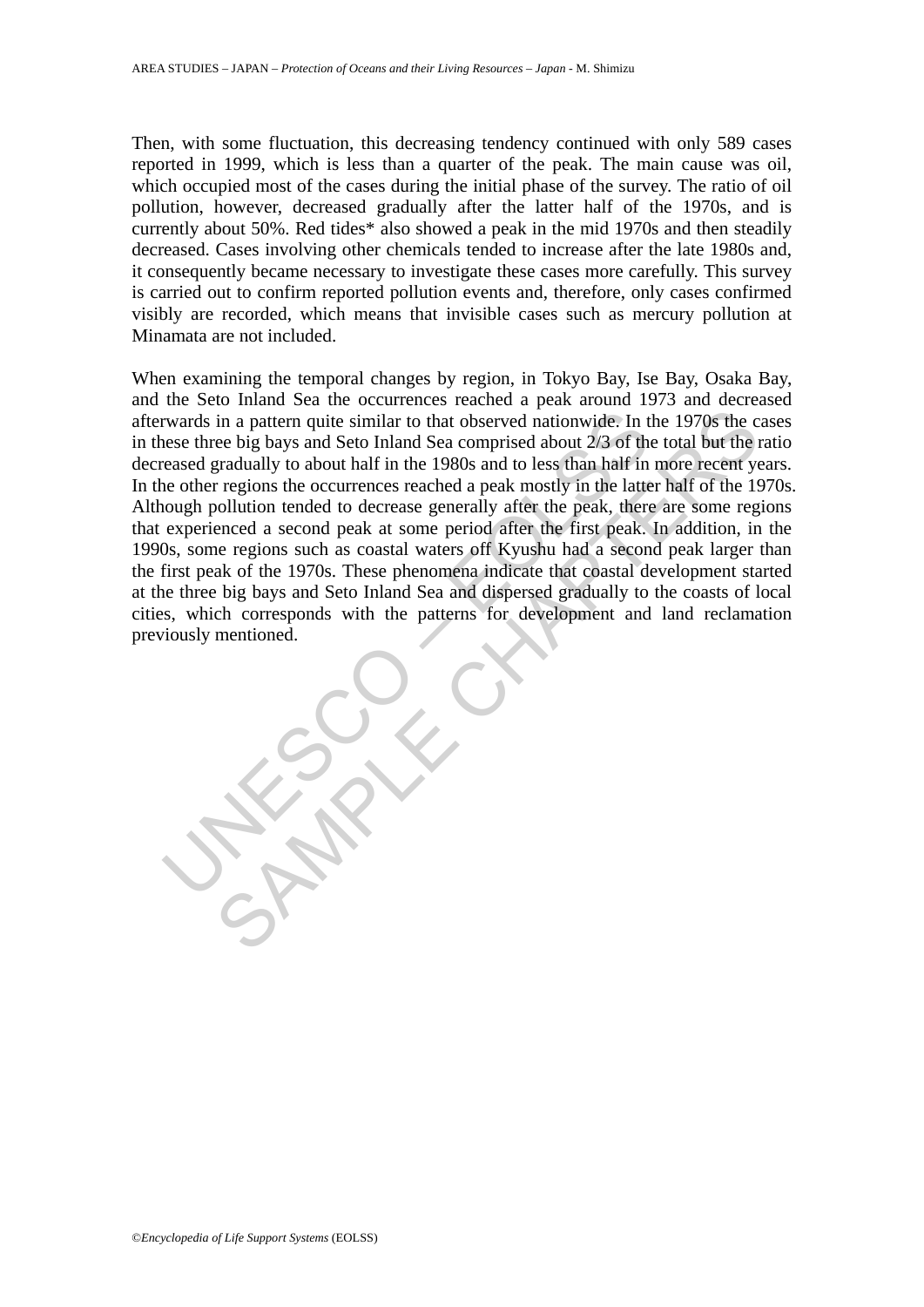Then, with some fluctuation, this decreasing tendency continued with only 589 cases reported in 1999, which is less than a quarter of the peak. The main cause was oil, which occupied most of the cases during the initial phase of the survey. The ratio of oil pollution, however, decreased gradually after the latter half of the 1970s, and is currently about 50%. Red tides* also showed a peak in the mid 1970s and then steadily decreased. Cases involving other chemicals tended to increase after the late 1980s and, it consequently became necessary to investigate these cases more carefully. This survey is carried out to confirm reported pollution events and, therefore, only cases confirmed visibly are recorded, which means that invisible cases such as mercury pollution at Minamata are not included.

When examining the temporal changes by region, in Tokyo Bay, Ise Bay, Osaka Bay, and the Seto Inland Sea the occurrences reached a peak around 1973 and decreased afterwards in a pattern quite similar to that observed nationwide. In the 1970s the cases in these three big bays and Seto Inland Sea comprised about 2/3 of the total but the ratio decreased gradually to about half in the 1980s and to less than half in more recent years. In the other regions the occurrences reached a peak mostly in the latter half of the 1970s. Although pollution tended to decrease generally after the peak, there are some regions that experienced a second peak at some period after the first peak. In addition, in the 1990s, some regions such as coastal waters off Kyushu had a second peak larger than the first peak of the 1970s. These phenomena indicate that coastal development started at the three big bays and Seto Inland Sea and dispersed gradually to the coasts of local cities, which corresponds with the patterns for development and land reclamation previously mentioned.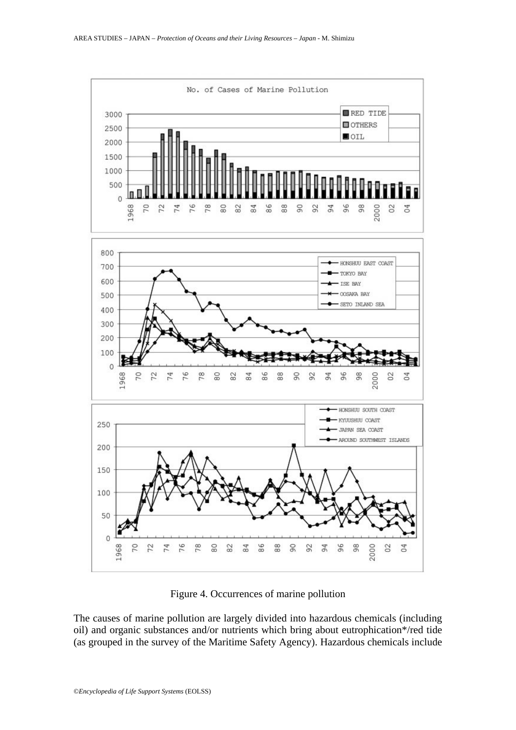Figure 4. Occurrences of marine pollution

The causes of marine pollution are largely divided into hazardous chemicals (including oil) and organic substances and/or nutrients which bring about eutrophication*/red tide (as grouped in the survey of the Maritime Safety Agency). Hazardous chemicals include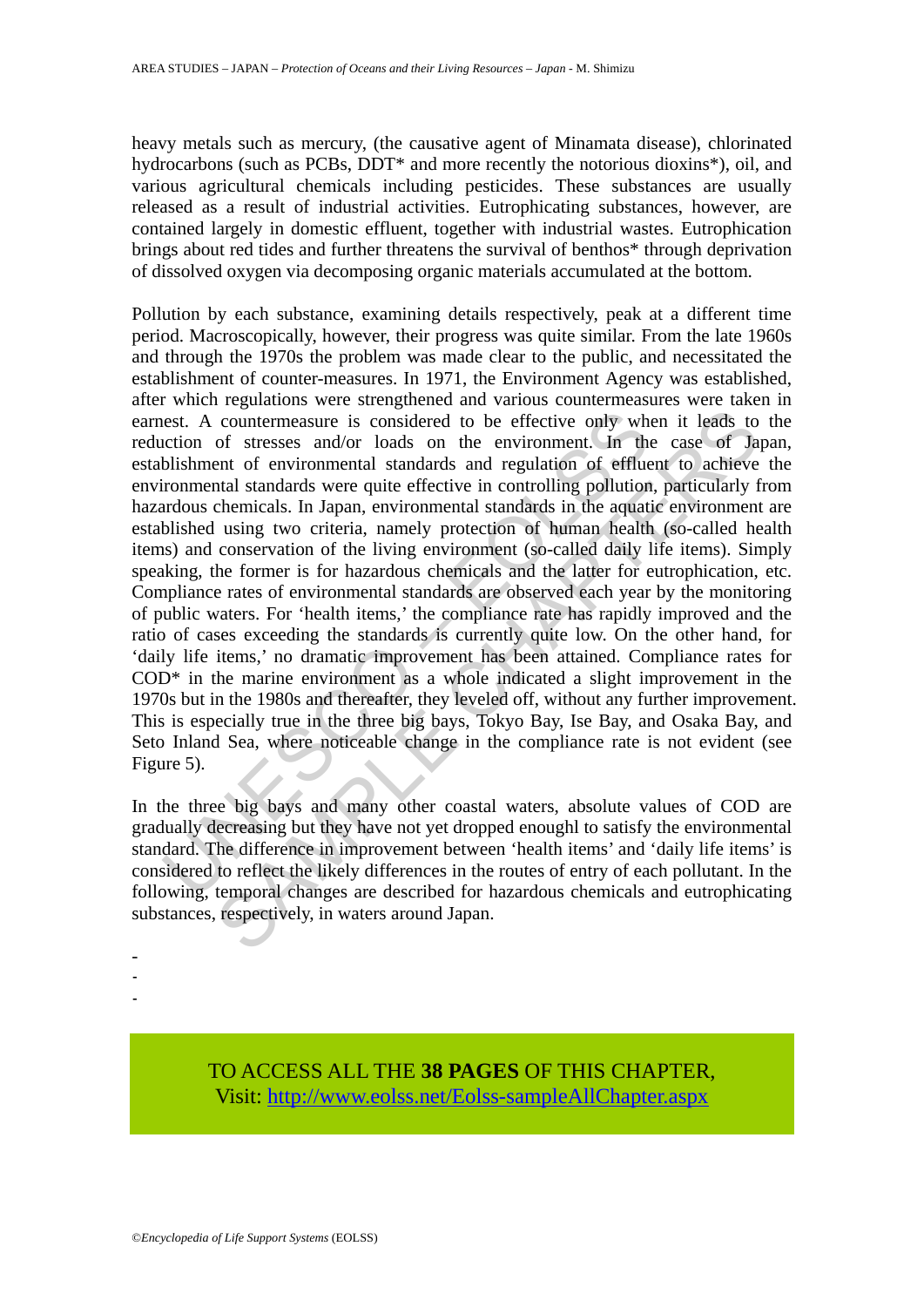heavy metals such as mercury, (the causative agent of Minamata disease), chlorinated hydrocarbons (such as PCBs, DDT* and more recently the notorious dioxins*), oil, and various agricultural chemicals including pesticides. These substances are usually released as a result of industrial activities. Eutrophicating substances, however, are contained largely in domestic effluent, together with industrial wastes. Eutrophication brings about red tides and further threatens the survival of benthos* through deprivation of dissolved oxygen via decomposing organic materials accumulated at the bottom.

Pollution by each substance, examining details respectively, peak at a different time period. Macroscopically, however, their progress was quite similar. From the late 1960s and through the 1970s the problem was made clear to the public, and necessitated the establishment of counter-measures. In 1971, the Environment Agency was established, after which regulations were strengthened and various countermeasures were taken in earnest. A countermeasure is considered to be effective only when it leads to the reduction of stresses and/or loads on the environment. In the case of Japan, establishment of environmental standards and regulation of effluent to achieve the environmental standards were quite effective in controlling pollution, particularly from hazardous chemicals. In Japan, environmental standards in the aquatic environment are established using two criteria, namely protection of human health (so-called health items) and conservation of the living environment (so-called daily life items). Simply speaking, the former is for hazardous chemicals and the latter for eutrophication, etc. Compliance rates of environmental standards are observed each year by the monitoring of public waters. For 'health items,' the compliance rate has rapidly improved and the ratio of cases exceeding the standards is currently quite low. On the other hand, for 'daily life items,' no dramatic improvement has been attained. Compliance rates for COD* in the marine environment as a whole indicated a slight improvement in the 1970s but in the 1980s and thereafter, they leveled off, without any further improvement. This is especially true in the three big bays, Tokyo Bay, Ise Bay, and Osaka Bay, and Seto Inland Sea, where noticeable change in the compliance rate is not evident (see Figure 5).

In the three big bays and many other coastal waters, absolute values of COD are gradually decreasing but they have not yet dropped enoughl to satisfy the environmental standard. The difference in improvement between 'health items' and 'daily life items' is considered to reflect the likely differences in the routes of entry of each pollutant. In the following, temporal changes are described for hazardous chemicals and eutrophicating substances, respectively, in waters around Japan.

-
-
-

TO ACCESS ALL THE **38 PAGES** OF THIS CHAPTER,
Visit: http://www.eolss.net/Eolss-sampleAllChapter.aspx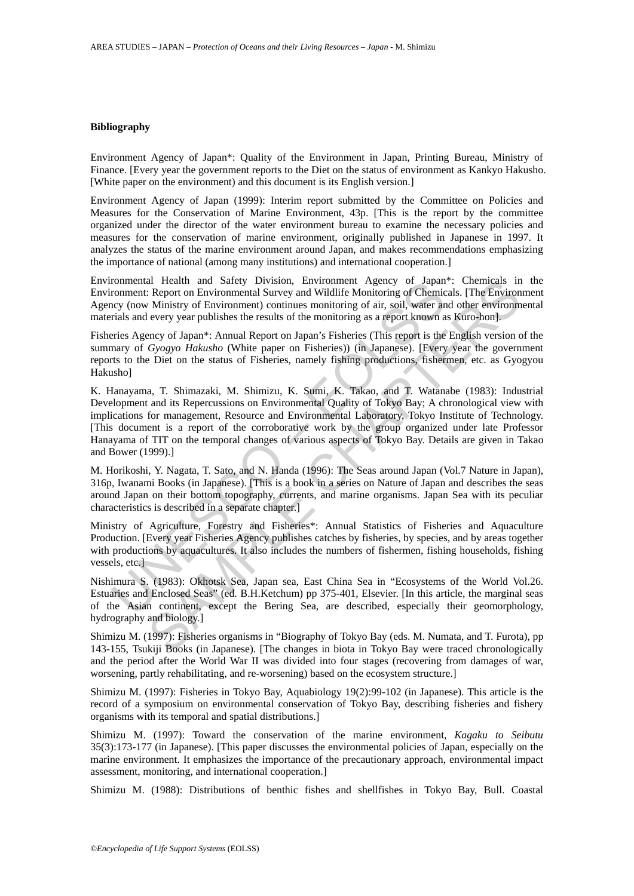### Bibliography

Environment Agency of Japan*: Quality of the Environment in Japan, Printing Bureau, Ministry of Finance. [Every year the government reports to the Diet on the status of environment as Kankyo Hakusho. [White paper on the environment) and this document is its English version.]

Environment Agency of Japan (1999): Interim report submitted by the Committee on Policies and Measures for the Conservation of Marine Environment, 43p. [This is the report by the committee organized under the director of the water environment bureau to examine the necessary policies and measures for the conservation of marine environment, originally published in Japanese in 1997. It analyzes the status of the marine environment around Japan, and makes recommendations emphasizing the importance of national (among many institutions) and international cooperation.]

Environmental Health and Safety Division, Environment Agency of Japan*: Chemicals in the Environment: Report on Environmental Survey and Wildlife Monitoring of Chemicals. [The Environment Agency (now Ministry of Environment) continues monitoring of air, soil, water and other environmental materials and every year publishes the results of the monitoring as a report known as Kuro-hon].

Fisheries Agency of Japan*: Annual Report on Japan's Fisheries (This report is the English version of the summary of *Gyogyo Hakusho* (White paper on Fisheries)) (in Japanese). [Every year the government reports to the Diet on the status of Fisheries, namely fishing productions, fishermen, etc. as Gyogyou Hakusho]

K. Hanayama, T. Shimazaki, M. Shimizu, K. Sumi, K. Takao, and T. Watanabe (1983): Industrial Development and its Repercussions on Environmental Quality of Tokyo Bay; A chronological view with implications for management, Resource and Environmental Laboratory, Tokyo Institute of Technology. [This document is a report of the corroborative work by the group organized under late Professor Hanayama of TIT on the temporal changes of various aspects of Tokyo Bay. Details are given in Takao and Bower (1999).]

M. Horikoshi, Y. Nagata, T. Sato, and N. Handa (1996): The Seas around Japan (Vol.7 Nature in Japan), 316p, Iwanami Books (in Japanese). [This is a book in a series on Nature of Japan and describes the seas around Japan on their bottom topography, currents, and marine organisms. Japan Sea with its peculiar characteristics is described in a separate chapter.]

Ministry of Agriculture, Forestry and Fisheries*: Annual Statistics of Fisheries and Aquaculture Production. [Every year Fisheries Agency publishes catches by fisheries, by species, and by areas together with productions by aquacultures. It also includes the numbers of fishermen, fishing households, fishing vessels, etc.]

Nishimura S. (1983): Okhotsk Sea, Japan sea, East China Sea in "Ecosystems of the World Vol.26. Estuaries and Enclosed Seas" (ed. B.H.Ketchum) pp 375-401, Elsevier. [In this article, the marginal seas of the Asian continent, except the Bering Sea, are described, especially their geomorphology, hydrography and biology.]

Shimizu M. (1997): Fisheries organisms in "Biography of Tokyo Bay (eds. M. Numata, and T. Furota), pp 143-155, Tsukiji Books (in Japanese). [The changes in biota in Tokyo Bay were traced chronologically and the period after the World War II was divided into four stages (recovering from damages of war, worsening, partly rehabilitating, and re-worsening) based on the ecosystem structure.]

Shimizu M. (1997): Fisheries in Tokyo Bay, Aquabiology 19(2):99-102 (in Japanese). This article is the record of a symposium on environmental conservation of Tokyo Bay, describing fisheries and fishery organisms with its temporal and spatial distributions.]

Shimizu M. (1997): Toward the conservation of the marine environment, *Kagaku to Seibutu* 35(3):173-177 (in Japanese). [This paper discusses the environmental policies of Japan, especially on the marine environment. It emphasizes the importance of the precautionary approach, environmental impact assessment, monitoring, and international cooperation.]

Shimizu M. (1988): Distributions of benthic fishes and shellfishes in Tokyo Bay, Bull. Coastal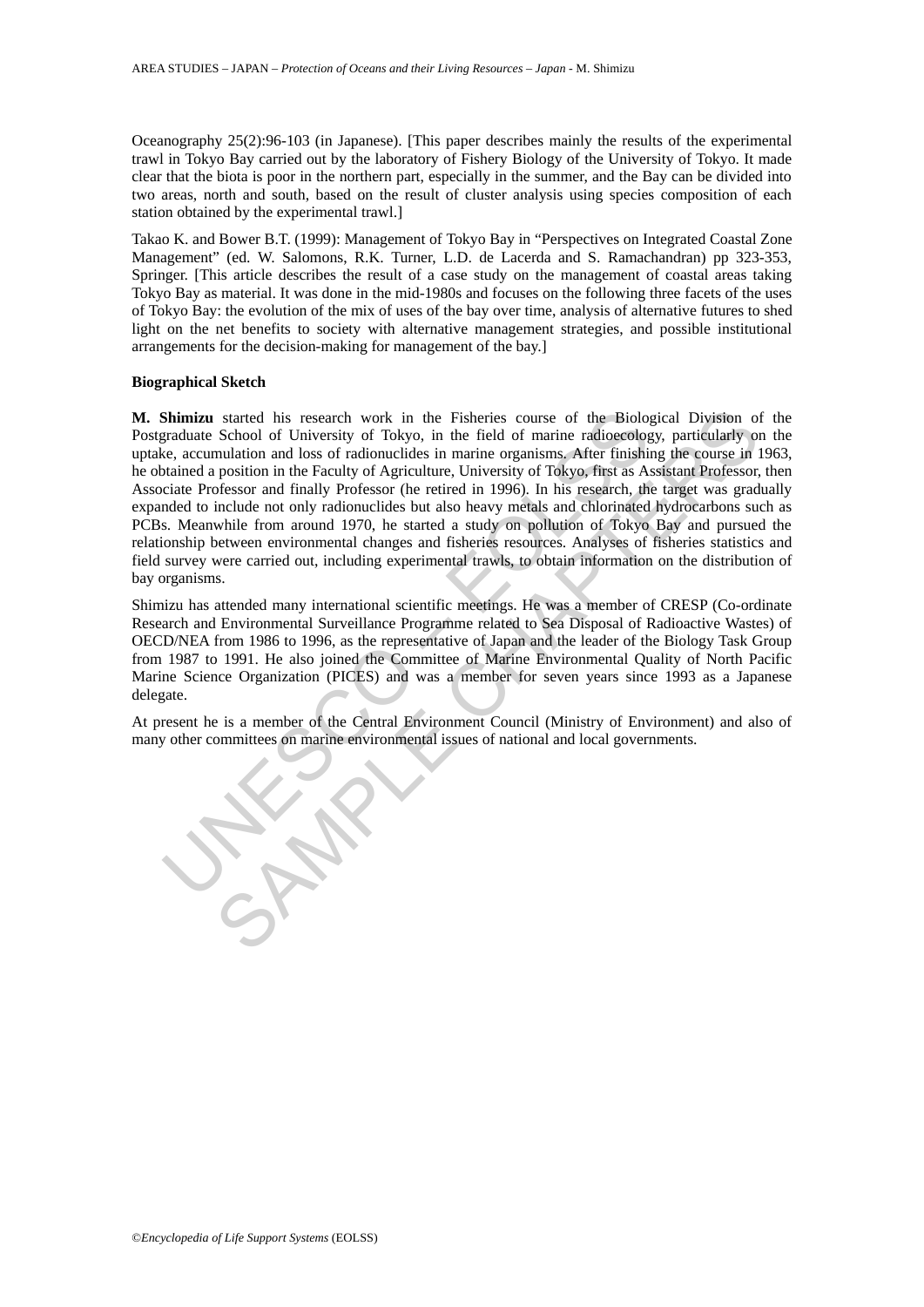Oceanography 25(2):96-103 (in Japanese). [This paper describes mainly the results of the experimental trawl in Tokyo Bay carried out by the laboratory of Fishery Biology of the University of Tokyo. It made clear that the biota is poor in the northern part, especially in the summer, and the Bay can be divided into two areas, north and south, based on the result of cluster analysis using species composition of each station obtained by the experimental trawl.]

Takao K. and Bower B.T. (1999): Management of Tokyo Bay in "Perspectives on Integrated Coastal Zone Management" (ed. W. Salomons, R.K. Turner, L.D. de Lacerda and S. Ramachandran) pp 323-353, Springer. [This article describes the result of a case study on the management of coastal areas taking Tokyo Bay as material. It was done in the mid-1980s and focuses on the following three facets of the uses of Tokyo Bay: the evolution of the mix of uses of the bay over time, analysis of alternative futures to shed light on the net benefits to society with alternative management strategies, and possible institutional arrangements for the decision-making for management of the bay.]

### Biographical Sketch

**M. Shimizu** started his research work in the Fisheries course of the Biological Division of the Postgraduate School of University of Tokyo, in the field of marine radioecology, particularly on the uptake, accumulation and loss of radionuclides in marine organisms. After finishing the course in 1963, he obtained a position in the Faculty of Agriculture, University of Tokyo, first as Assistant Professor, then Associate Professor and finally Professor (he retired in 1996). In his research, the target was gradually expanded to include not only radionuclides but also heavy metals and chlorinated hydrocarbons such as PCBs. Meanwhile from around 1970, he started a study on pollution of Tokyo Bay and pursued the relationship between environmental changes and fisheries resources. Analyses of fisheries statistics and field survey were carried out, including experimental trawls, to obtain information on the distribution of bay organisms.

Shimizu has attended many international scientific meetings. He was a member of CRESP (Co-ordinate Research and Environmental Surveillance Programme related to Sea Disposal of Radioactive Wastes) of OECD/NEA from 1986 to 1996, as the representative of Japan and the leader of the Biology Task Group from 1987 to 1991. He also joined the Committee of Marine Environmental Quality of North Pacific Marine Science Organization (PICES) and was a member for seven years since 1993 as a Japanese delegate.

At present he is a member of the Central Environment Council (Ministry of Environment) and also of many other committees on marine environmental issues of national and local governments.